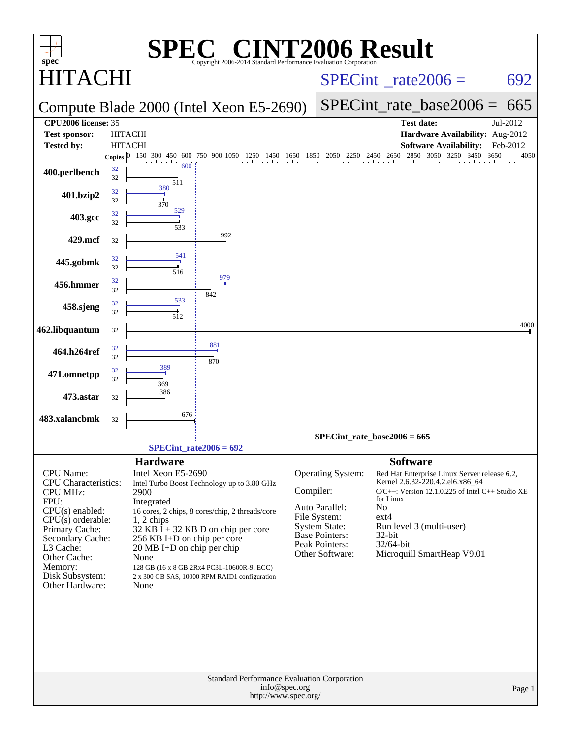# SPEC CINT2006 Result

Copyright 2006-2014 Standard Performance Evaluation Corporation

## HITACHI

**Compute Blade 2000 (Intel Xeon E5-2690)**

SPECint_rate2006 = 692

SPECint_rate_base2006 = 665

| | | | |
|---|---|---|---|
| **CPU2006 license:** 35 | | **Test date:** | Jul-2012 |
| **Test sponsor:** | HITACHI | **Hardware Availability:** | Aug-2012 |
| **Tested by:** | HITACHI | **Software Availability:** | Feb-2012 |

| Benchmark | Copies (peak) | Peak | Copies (base) | Base |
|---|---|---|---|---|
| 400.perlbench | 32 | 600 | 32 | 511 |
| 401.bzip2 | 32 | 380 | 32 | 370 |
| 403.gcc | 32 | 529 | 32 | 533 |
| 429.mcf | | | 32 | 992 |
| 445.gobmk | 32 | 541 | 32 | 516 |
| 456.hmmer | 32 | 979 | 32 | 842 |
| 458.sjeng | 32 | 533 | 32 | 512 |
| 462.libquantum | | | 32 | 4000 |
| 464.h264ref | 32 | 881 | 32 | 870 |
| 471.omnetpp | 32 | 389 | 32 | 369 |
| 473.astar | | | 32 | 386 |
| 483.xalancbmk | | | 32 | 676 |

SPECint_rate_base2006 = 665

SPECint_rate2006 = 692

### Hardware

| | |
|---|---|
| CPU Name: | Intel Xeon E5-2690 |
| CPU Characteristics: | Intel Turbo Boost Technology up to 3.80 GHz |
| CPU MHz: | 2900 |
| FPU: | Integrated |
| CPU(s) enabled: | 16 cores, 2 chips, 8 cores/chip, 2 threads/core |
| CPU(s) orderable: | 1, 2 chips |
| Primary Cache: | 32 KB I + 32 KB D on chip per core |
| Secondary Cache: | 256 KB I+D on chip per core |
| L3 Cache: | 20 MB I+D on chip per chip |
| Other Cache: | None |
| Memory: | 128 GB (16 x 8 GB 2Rx4 PC3L-10600R-9, ECC) |
| Disk Subsystem: | 2 x 300 GB SAS, 10000 RPM RAID1 configuration |
| Other Hardware: | None |

### Software

| | |
|---|---|
| Operating System: | Red Hat Enterprise Linux Server release 6.2, Kernel 2.6.32-220.4.2.el6.x86_64 |
| Compiler: | C/C++: Version 12.1.0.225 of Intel C++ Studio XE for Linux |
| Auto Parallel: | No |
| File System: | ext4 |
| System State: | Run level 3 (multi-user) |
| Base Pointers: | 32-bit |
| Peak Pointers: | 32/64-bit |
| Other Software: | Microquill SmartHeap V9.01 |

Standard Performance Evaluation Corporation
info@spec.org
http://www.spec.org/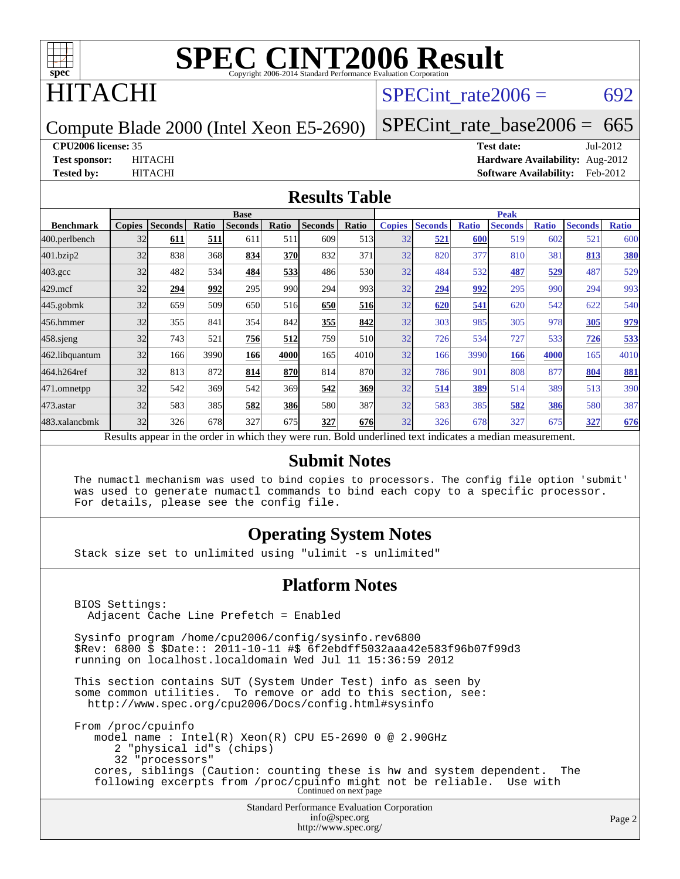# SPEC CINT2006 Result

Copyright 2006-2014 Standard Performance Evaluation Corporation

## HITACHI

Compute Blade 2000 (Intel Xeon E5-2690)

SPECint_rate2006 = 692

SPECint_rate_base2006 = 665

**CPU2006 license:** 35

**Test sponsor:** HITACHI

**Tested by:** HITACHI

**Test date:** Jul-2012

**Hardware Availability:** Aug-2012

**Software Availability:** Feb-2012

## Results Table

| Benchmark | Base | | | | | | | Peak | | | | | | |
|---|---|---|---|---|---|---|---|---|---|---|---|---|---|---|
| | Copies | Seconds | Ratio | Seconds | Ratio | Seconds | Ratio | Copies | Seconds | Ratio | Seconds | Ratio | Seconds | Ratio |
| 400.perlbench | 32 | **611** | **511** | 611 | 511 | 609 | 513 | 32 | **521** | **600** | 519 | 602 | 521 | 600 |
| 401.bzip2 | 32 | 838 | 368 | **834** | **370** | 832 | 371 | 32 | 820 | 377 | 810 | 381 | **813** | **380** |
| 403.gcc | 32 | 482 | 534 | **484** | **533** | 486 | 530 | 32 | 484 | 532 | **487** | **529** | 487 | 529 |
| 429.mcf | 32 | **294** | **992** | 295 | 990 | 294 | 993 | 32 | **294** | **992** | 295 | 990 | 294 | 993 |
| 445.gobmk | 32 | 659 | 509 | 650 | 516 | **650** | **516** | 32 | **620** | **541** | 620 | 542 | 622 | 540 |
| 456.hmmer | 32 | 355 | 841 | 354 | 842 | **355** | **842** | 32 | 303 | 985 | 305 | 978 | **305** | **979** |
| 458.sjeng | 32 | 743 | 521 | **756** | **512** | 759 | 510 | 32 | 726 | 534 | 727 | 533 | **726** | **533** |
| 462.libquantum | 32 | 166 | 3990 | **166** | **4000** | 165 | 4010 | 32 | 166 | 3990 | **166** | **4000** | 165 | 4010 |
| 464.h264ref | 32 | 813 | 872 | **814** | **870** | 814 | 870 | 32 | 786 | 901 | 808 | 877 | **804** | **881** |
| 471.omnetpp | 32 | 542 | 369 | 542 | 369 | **542** | **369** | 32 | **514** | **389** | 514 | 389 | 513 | 390 |
| 473.astar | 32 | 583 | 385 | **582** | **386** | 580 | 387 | 32 | 583 | 385 | **582** | **386** | 580 | 387 |
| 483.xalancbmk | 32 | 326 | 678 | 327 | 675 | **327** | **676** | 32 | 326 | 678 | 327 | 675 | **327** | **676** |

Results appear in the order in which they were run. Bold underlined text indicates a median measurement.

## Submit Notes

```
The numactl mechanism was used to bind copies to processors. The config file option 'submit'
was used to generate numactl commands to bind each copy to a specific processor.
For details, please see the config file.
```

## Operating System Notes

```
Stack size set to unlimited using "ulimit -s unlimited"
```

## Platform Notes

```
BIOS Settings:
  Adjacent Cache Line Prefetch = Enabled

Sysinfo program /home/cpu2006/config/sysinfo.rev6800
$Rev: 6800 $ $Date:: 2011-10-11 #$ 6f2ebdff5032aaa42e583f96b07f99d3
running on localhost.localdomain Wed Jul 11 15:36:59 2012

This section contains SUT (System Under Test) info as seen by
some common utilities.  To remove or add to this section, see:
  http://www.spec.org/cpu2006/Docs/config.html#sysinfo

From /proc/cpuinfo
   model name : Intel(R) Xeon(R) CPU E5-2690 0 @ 2.90GHz
      2 "physical id"s (chips)
      32 "processors"
   cores, siblings (Caution: counting these is hw and system dependent.  The
   following excerpts from /proc/cpuinfo might not be reliable.  Use with
```

Continued on next page

Standard Performance Evaluation Corporation
info@spec.org
http://www.spec.org/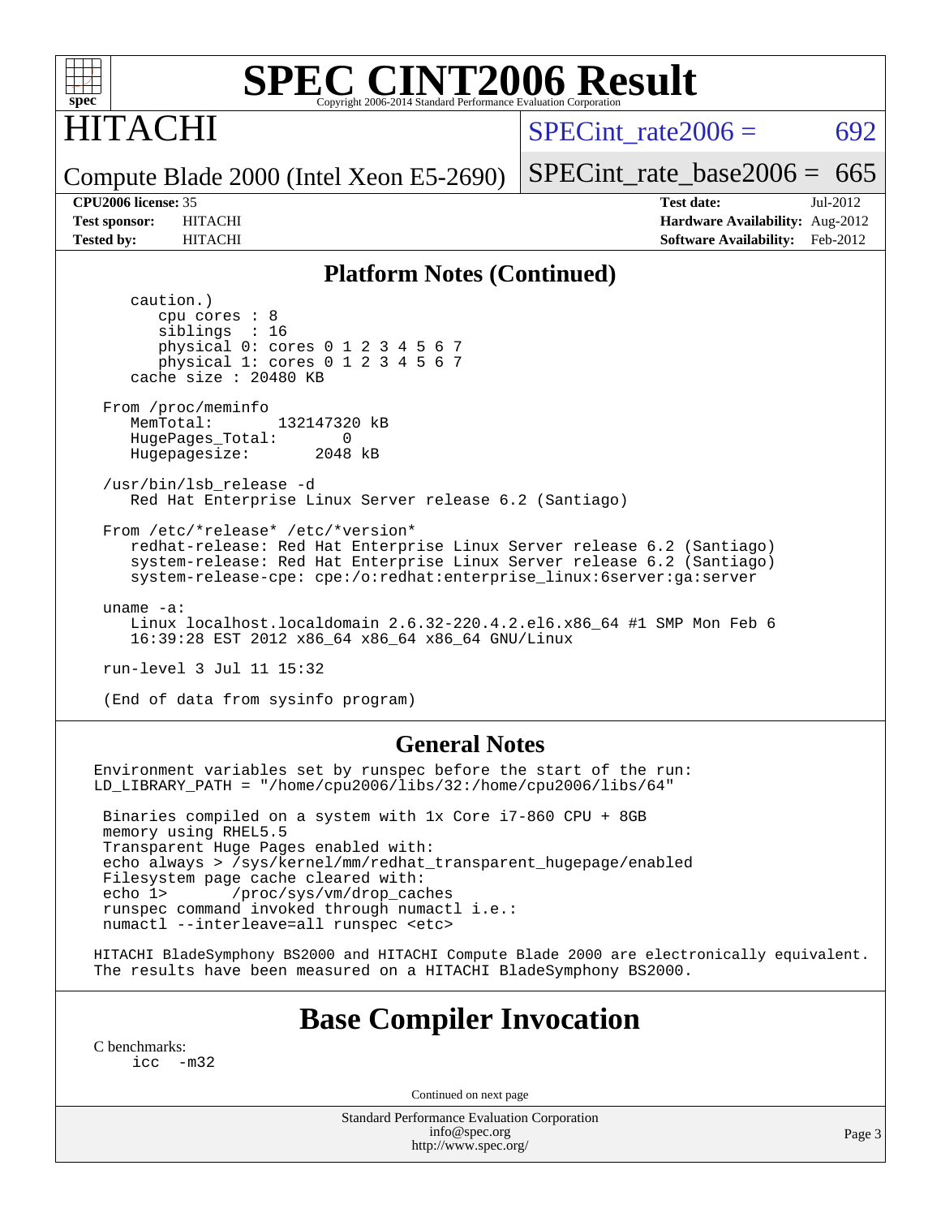# SPEC CINT2006 Result

HITACHI

Compute Blade 2000 (Intel Xeon E5-2690)

SPECint_rate2006 = 692

SPECint_rate_base2006 = 665

**CPU2006 license:** 35
**Test sponsor:** HITACHI
**Tested by:** HITACHI

**Test date:** Jul-2012
**Hardware Availability:** Aug-2012
**Software Availability:** Feb-2012

## Platform Notes (Continued)

```
      caution.)
         cpu cores : 8
         siblings  : 16
         physical 0: cores 0 1 2 3 4 5 6 7
         physical 1: cores 0 1 2 3 4 5 6 7
      cache size : 20480 KB

   From /proc/meminfo
      MemTotal:       132147320 kB
      HugePages_Total:       0
      Hugepagesize:       2048 kB

   /usr/bin/lsb_release -d
      Red Hat Enterprise Linux Server release 6.2 (Santiago)

   From /etc/*release* /etc/*version*
      redhat-release: Red Hat Enterprise Linux Server release 6.2 (Santiago)
      system-release: Red Hat Enterprise Linux Server release 6.2 (Santiago)
      system-release-cpe: cpe:/o:redhat:enterprise_linux:6server:ga:server

   uname -a:
      Linux localhost.localdomain 2.6.32-220.4.2.el6.x86_64 #1 SMP Mon Feb 6
      16:39:28 EST 2012 x86_64 x86_64 x86_64 GNU/Linux

   run-level 3 Jul 11 15:32

   (End of data from sysinfo program)
```

## General Notes

```
Environment variables set by runspec before the start of the run:
LD_LIBRARY_PATH = "/home/cpu2006/libs/32:/home/cpu2006/libs/64"

 Binaries compiled on a system with 1x Core i7-860 CPU + 8GB
 memory using RHEL5.5
 Transparent Huge Pages enabled with:
 echo always > /sys/kernel/mm/redhat_transparent_hugepage/enabled
 Filesystem page cache cleared with:
 echo 1>       /proc/sys/vm/drop_caches
 runspec command invoked through numactl i.e.:
 numactl --interleave=all runspec <etc>

HITACHI BladeSymphony BS2000 and HITACHI Compute Blade 2000 are electronically equivalent.
The results have been measured on a HITACHI BladeSymphony BS2000.
```

## Base Compiler Invocation

C benchmarks:
```
icc  -m32
```

Continued on next page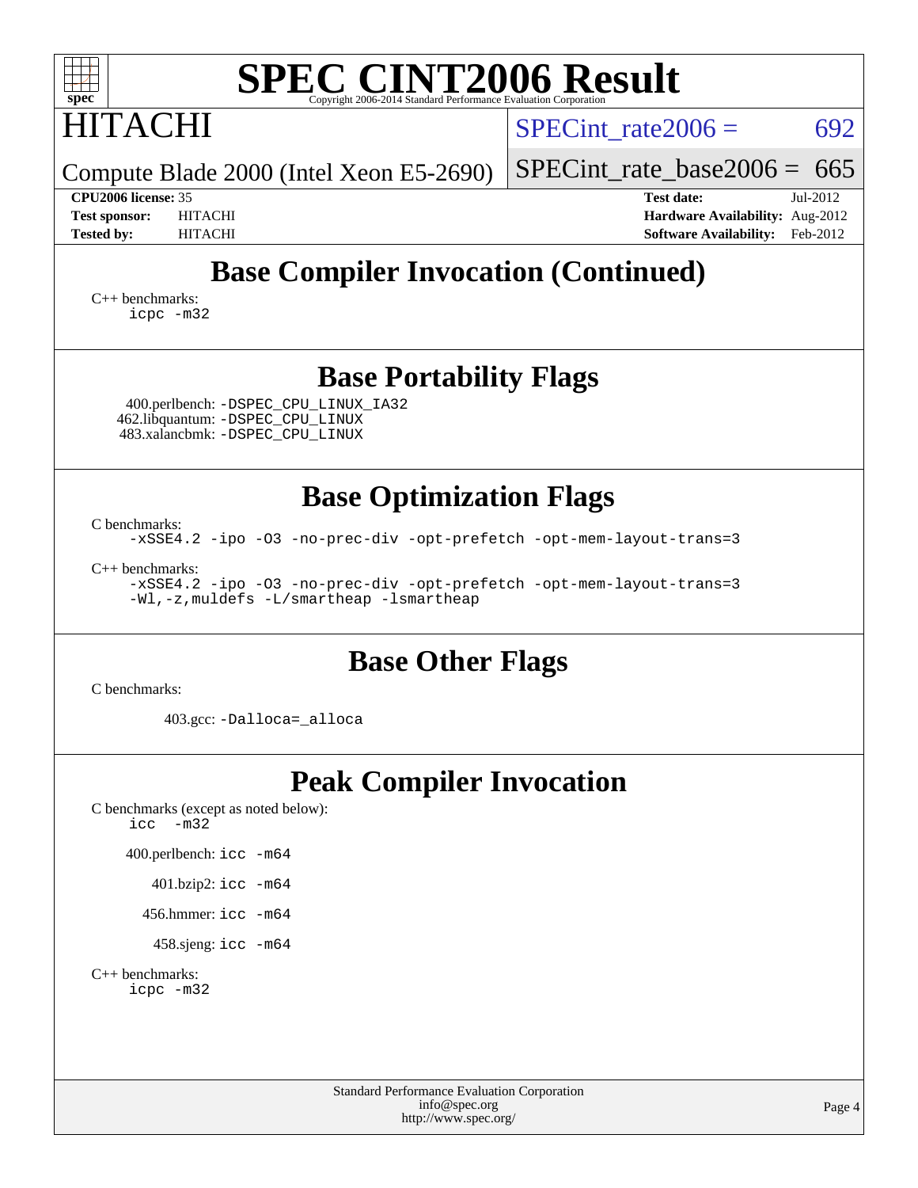# SPEC CINT2006 Result

Copyright 2006-2014 Standard Performance Evaluation Corporation

**HITACHI**

Compute Blade 2000 (Intel Xeon E5-2690)

SPECint_rate2006 = 692

SPECint_rate_base2006 = 665

| | | | |
|---|---|---|---|
| **CPU2006 license:** 35 | | **Test date:** | Jul-2012 |
| **Test sponsor:** | HITACHI | **Hardware Availability:** | Aug-2012 |
| **Tested by:** | HITACHI | **Software Availability:** | Feb-2012 |

## Base Compiler Invocation (Continued)

C++ benchmarks:
```
icpc -m32
```

## Base Portability Flags

400.perlbench: `-DSPEC_CPU_LINUX_IA32`
462.libquantum: `-DSPEC_CPU_LINUX`
483.xalancbmk: `-DSPEC_CPU_LINUX`

## Base Optimization Flags

C benchmarks:
```
-xSSE4.2 -ipo -O3 -no-prec-div -opt-prefetch -opt-mem-layout-trans=3
```

C++ benchmarks:
```
-xSSE4.2 -ipo -O3 -no-prec-div -opt-prefetch -opt-mem-layout-trans=3
-Wl,-z,muldefs -L/smartheap -lsmartheap
```

## Base Other Flags

C benchmarks:

403.gcc: `-Dalloca=_alloca`

## Peak Compiler Invocation

C benchmarks (except as noted below):
```
icc  -m32
```

400.perlbench: `icc -m64`

401.bzip2: `icc -m64`

456.hmmer: `icc -m64`

458.sjeng: `icc -m64`

C++ benchmarks:
```
icpc -m32
```

Standard Performance Evaluation Corporation
info@spec.org
http://www.spec.org/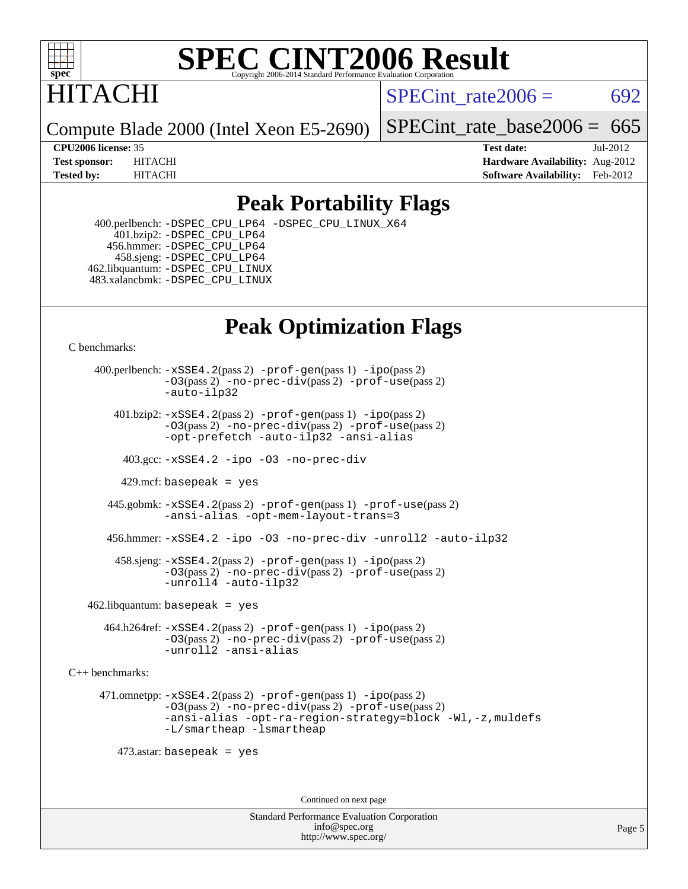# SPEC CINT2006 Result

Copyright 2006-2014 Standard Performance Evaluation Corporation

## HITACHI

Compute Blade 2000 (Intel Xeon E5-2690)

SPECint_rate2006 = 692

SPECint_rate_base2006 = 665

**CPU2006 license:** 35 **Test date:** Jul-2012
**Test sponsor:** HITACHI **Hardware Availability:** Aug-2012
**Tested by:** HITACHI **Software Availability:** Feb-2012

## Peak Portability Flags

400.perlbench: -DSPEC_CPU_LP64 -DSPEC_CPU_LINUX_X64
401.bzip2: -DSPEC_CPU_LP64
456.hmmer: -DSPEC_CPU_LP64
458.sjeng: -DSPEC_CPU_LP64
462.libquantum: -DSPEC_CPU_LINUX
483.xalancbmk: -DSPEC_CPU_LINUX

## Peak Optimization Flags

C benchmarks:

400.perlbench: -xSSE4.2(pass 2) -prof-gen(pass 1) -ipo(pass 2) -O3(pass 2) -no-prec-div(pass 2) -prof-use(pass 2) -auto-ilp32

401.bzip2: -xSSE4.2(pass 2) -prof-gen(pass 1) -ipo(pass 2) -O3(pass 2) -no-prec-div(pass 2) -prof-use(pass 2) -opt-prefetch -auto-ilp32 -ansi-alias

403.gcc: -xSSE4.2 -ipo -O3 -no-prec-div

429.mcf: basepeak = yes

445.gobmk: -xSSE4.2(pass 2) -prof-gen(pass 1) -prof-use(pass 2) -ansi-alias -opt-mem-layout-trans=3

456.hmmer: -xSSE4.2 -ipo -O3 -no-prec-div -unroll2 -auto-ilp32

458.sjeng: -xSSE4.2(pass 2) -prof-gen(pass 1) -ipo(pass 2) -O3(pass 2) -no-prec-div(pass 2) -prof-use(pass 2) -unroll4 -auto-ilp32

462.libquantum: basepeak = yes

464.h264ref: -xSSE4.2(pass 2) -prof-gen(pass 1) -ipo(pass 2) -O3(pass 2) -no-prec-div(pass 2) -prof-use(pass 2) -unroll2 -ansi-alias

C++ benchmarks:

471.omnetpp: -xSSE4.2(pass 2) -prof-gen(pass 1) -ipo(pass 2) -O3(pass 2) -no-prec-div(pass 2) -prof-use(pass 2) -ansi-alias -opt-ra-region-strategy=block -Wl,-z,muldefs -L/smartheap -lsmartheap

473.astar: basepeak = yes

Continued on next page

Standard Performance Evaluation Corporation
info@spec.org
http://www.spec.org/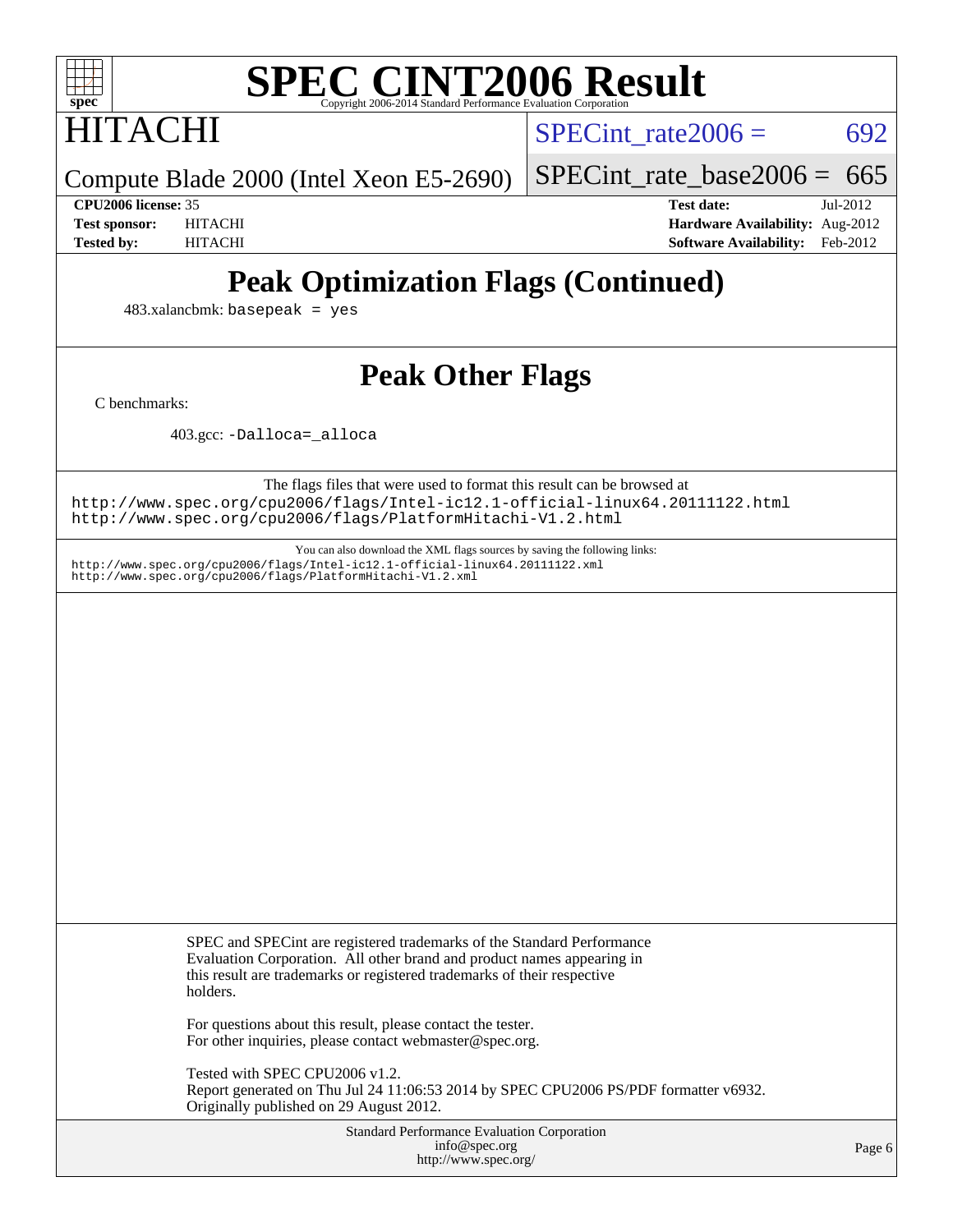# SPEC CINT2006 Result

Copyright 2006-2014 Standard Performance Evaluation Corporation

HITACHI

Compute Blade 2000 (Intel Xeon E5-2690)

SPECint_rate2006 = 692

SPECint_rate_base2006 = 665

**CPU2006 license:** 35
**Test sponsor:** HITACHI
**Tested by:** HITACHI

**Test date:** Jul-2012
**Hardware Availability:** Aug-2012
**Software Availability:** Feb-2012

## Peak Optimization Flags (Continued)

483.xalancbmk: `basepeak = yes`

## Peak Other Flags

C benchmarks:

403.gcc: `-Dalloca=_alloca`

The flags files that were used to format this result can be browsed at
http://www.spec.org/cpu2006/flags/Intel-ic12.1-official-linux64.20111122.html
http://www.spec.org/cpu2006/flags/PlatformHitachi-V1.2.html

You can also download the XML flags sources by saving the following links:
http://www.spec.org/cpu2006/flags/Intel-ic12.1-official-linux64.20111122.xml
http://www.spec.org/cpu2006/flags/PlatformHitachi-V1.2.xml

SPEC and SPECint are registered trademarks of the Standard Performance Evaluation Corporation. All other brand and product names appearing in this result are trademarks or registered trademarks of their respective holders.

For questions about this result, please contact the tester.
For other inquiries, please contact webmaster@spec.org.

Tested with SPEC CPU2006 v1.2.
Report generated on Thu Jul 24 11:06:53 2014 by SPEC CPU2006 PS/PDF formatter v6932.
Originally published on 29 August 2012.

Standard Performance Evaluation Corporation
info@spec.org
http://www.spec.org/